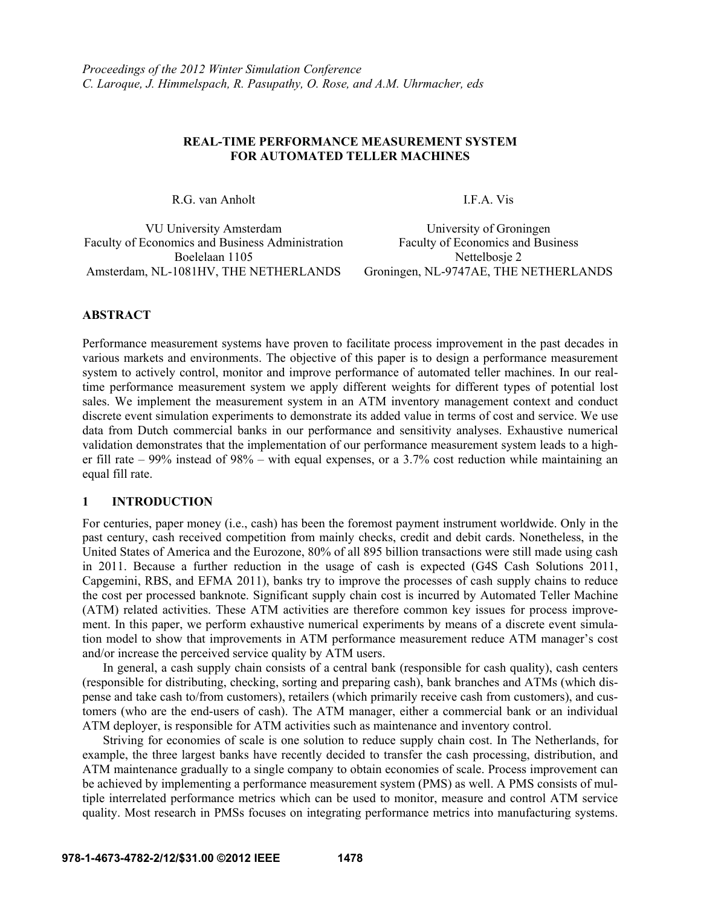*Proceedings of the 2012 Winter Simulation Conference*
*C. Laroque, J. Himmelspach, R. Pasupathy, O. Rose, and A.M. Uhrmacher, eds*

# REAL-TIME PERFORMANCE MEASUREMENT SYSTEM FOR AUTOMATED TELLER MACHINES

R.G. van Anholt

VU University Amsterdam
Faculty of Economics and Business Administration
Boelelaan 1105
Amsterdam, NL-1081HV, THE NETHERLANDS

I.F.A. Vis

University of Groningen
Faculty of Economics and Business
Nettelbosje 2
Groningen, NL-9747AE, THE NETHERLANDS

## ABSTRACT

Performance measurement systems have proven to facilitate process improvement in the past decades in various markets and environments. The objective of this paper is to design a performance measurement system to actively control, monitor and improve performance of automated teller machines. In our real-time performance measurement system we apply different weights for different types of potential lost sales. We implement the measurement system in an ATM inventory management context and conduct discrete event simulation experiments to demonstrate its added value in terms of cost and service. We use data from Dutch commercial banks in our performance and sensitivity analyses. Exhaustive numerical validation demonstrates that the implementation of our performance measurement system leads to a higher fill rate – 99% instead of 98% – with equal expenses, or a 3.7% cost reduction while maintaining an equal fill rate.

## 1 INTRODUCTION

For centuries, paper money (i.e., cash) has been the foremost payment instrument worldwide. Only in the past century, cash received competition from mainly checks, credit and debit cards. Nonetheless, in the United States of America and the Eurozone, 80% of all 895 billion transactions were still made using cash in 2011. Because a further reduction in the usage of cash is expected (G4S Cash Solutions 2011, Capgemini, RBS, and EFMA 2011), banks try to improve the processes of cash supply chains to reduce the cost per processed banknote. Significant supply chain cost is incurred by Automated Teller Machine (ATM) related activities. These ATM activities are therefore common key issues for process improvement. In this paper, we perform exhaustive numerical experiments by means of a discrete event simulation model to show that improvements in ATM performance measurement reduce ATM manager's cost and/or increase the perceived service quality by ATM users.

In general, a cash supply chain consists of a central bank (responsible for cash quality), cash centers (responsible for distributing, checking, sorting and preparing cash), bank branches and ATMs (which dispense and take cash to/from customers), retailers (which primarily receive cash from customers), and customers (who are the end-users of cash). The ATM manager, either a commercial bank or an individual ATM deployer, is responsible for ATM activities such as maintenance and inventory control.

Striving for economies of scale is one solution to reduce supply chain cost. In The Netherlands, for example, the three largest banks have recently decided to transfer the cash processing, distribution, and ATM maintenance gradually to a single company to obtain economies of scale. Process improvement can be achieved by implementing a performance measurement system (PMS) as well. A PMS consists of multiple interrelated performance metrics which can be used to monitor, measure and control ATM service quality. Most research in PMSs focuses on integrating performance metrics into manufacturing systems.

978-1-4673-4782-2/12/$31.00 ©2012 IEEE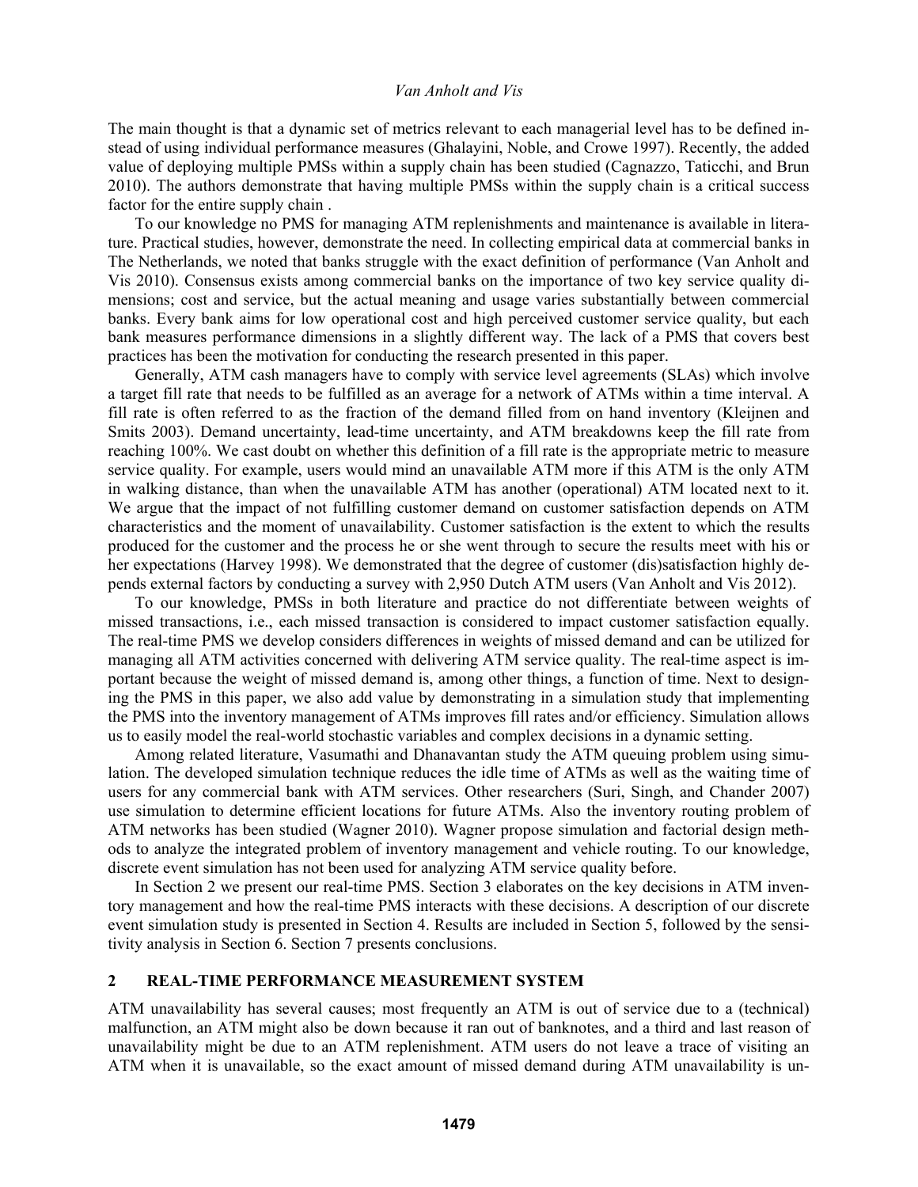The main thought is that a dynamic set of metrics relevant to each managerial level has to be defined instead of using individual performance measures (Ghalayini, Noble, and Crowe 1997). Recently, the added value of deploying multiple PMSs within a supply chain has been studied (Cagnazzo, Taticchi, and Brun 2010). The authors demonstrate that having multiple PMSs within the supply chain is a critical success factor for the entire supply chain .

To our knowledge no PMS for managing ATM replenishments and maintenance is available in literature. Practical studies, however, demonstrate the need. In collecting empirical data at commercial banks in The Netherlands, we noted that banks struggle with the exact definition of performance (Van Anholt and Vis 2010). Consensus exists among commercial banks on the importance of two key service quality dimensions; cost and service, but the actual meaning and usage varies substantially between commercial banks. Every bank aims for low operational cost and high perceived customer service quality, but each bank measures performance dimensions in a slightly different way. The lack of a PMS that covers best practices has been the motivation for conducting the research presented in this paper.

Generally, ATM cash managers have to comply with service level agreements (SLAs) which involve a target fill rate that needs to be fulfilled as an average for a network of ATMs within a time interval. A fill rate is often referred to as the fraction of the demand filled from on hand inventory (Kleijnen and Smits 2003). Demand uncertainty, lead-time uncertainty, and ATM breakdowns keep the fill rate from reaching 100%. We cast doubt on whether this definition of a fill rate is the appropriate metric to measure service quality. For example, users would mind an unavailable ATM more if this ATM is the only ATM in walking distance, than when the unavailable ATM has another (operational) ATM located next to it. We argue that the impact of not fulfilling customer demand on customer satisfaction depends on ATM characteristics and the moment of unavailability. Customer satisfaction is the extent to which the results produced for the customer and the process he or she went through to secure the results meet with his or her expectations (Harvey 1998). We demonstrated that the degree of customer (dis)satisfaction highly depends external factors by conducting a survey with 2,950 Dutch ATM users (Van Anholt and Vis 2012).

To our knowledge, PMSs in both literature and practice do not differentiate between weights of missed transactions, i.e., each missed transaction is considered to impact customer satisfaction equally. The real-time PMS we develop considers differences in weights of missed demand and can be utilized for managing all ATM activities concerned with delivering ATM service quality. The real-time aspect is important because the weight of missed demand is, among other things, a function of time. Next to designing the PMS in this paper, we also add value by demonstrating in a simulation study that implementing the PMS into the inventory management of ATMs improves fill rates and/or efficiency. Simulation allows us to easily model the real-world stochastic variables and complex decisions in a dynamic setting.

Among related literature, Vasumathi and Dhanavantan study the ATM queuing problem using simulation. The developed simulation technique reduces the idle time of ATMs as well as the waiting time of users for any commercial bank with ATM services. Other researchers (Suri, Singh, and Chander 2007) use simulation to determine efficient locations for future ATMs. Also the inventory routing problem of ATM networks has been studied (Wagner 2010). Wagner propose simulation and factorial design methods to analyze the integrated problem of inventory management and vehicle routing. To our knowledge, discrete event simulation has not been used for analyzing ATM service quality before.

In Section 2 we present our real-time PMS. Section 3 elaborates on the key decisions in ATM inventory management and how the real-time PMS interacts with these decisions. A description of our discrete event simulation study is presented in Section 4. Results are included in Section 5, followed by the sensitivity analysis in Section 6. Section 7 presents conclusions.

## 2 REAL-TIME PERFORMANCE MEASUREMENT SYSTEM

ATM unavailability has several causes; most frequently an ATM is out of service due to a (technical) malfunction, an ATM might also be down because it ran out of banknotes, and a third and last reason of unavailability might be due to an ATM replenishment. ATM users do not leave a trace of visiting an ATM when it is unavailable, so the exact amount of missed demand during ATM unavailability is un-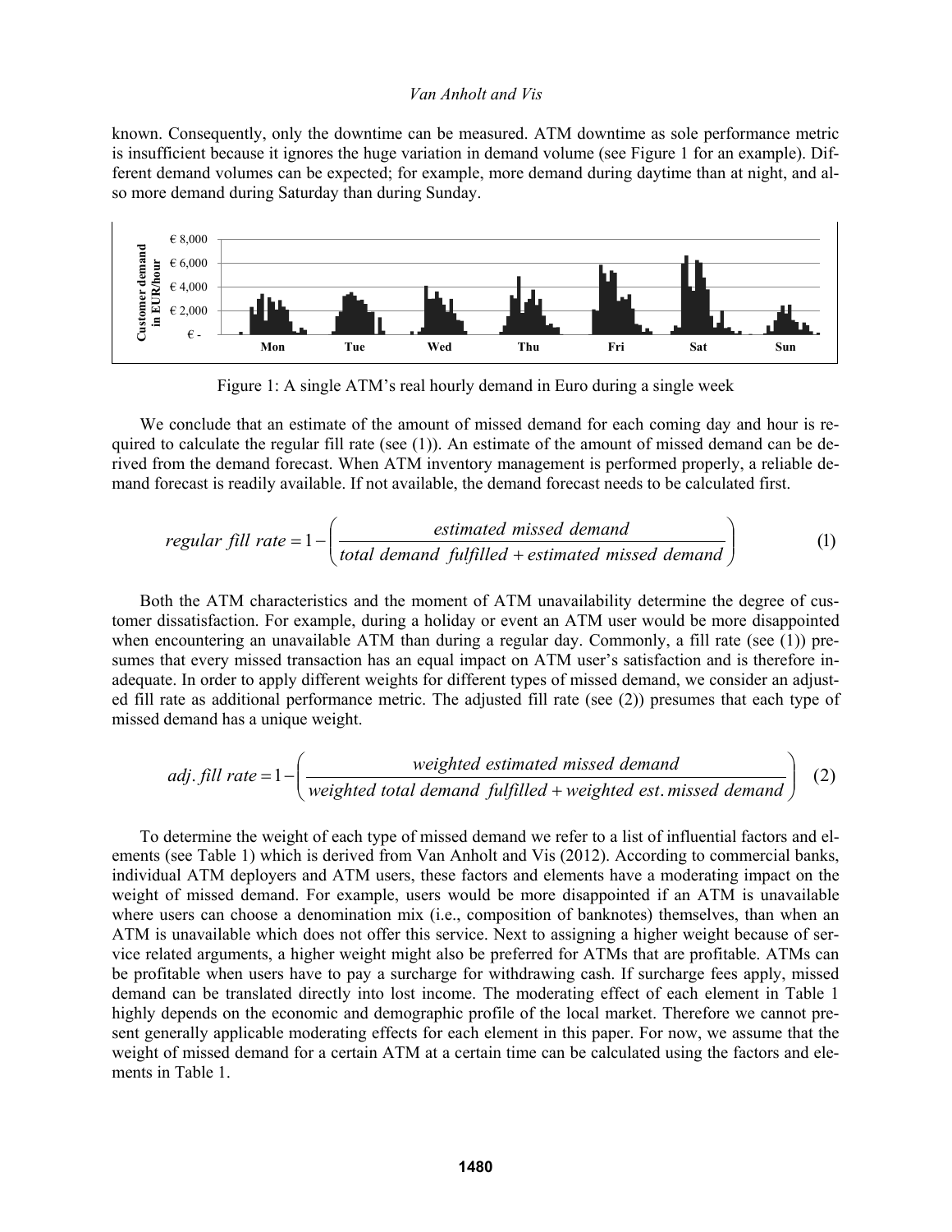known. Consequently, only the downtime can be measured. ATM downtime as sole performance metric is insufficient because it ignores the huge variation in demand volume (see Figure 1 for an example). Different demand volumes can be expected; for example, more demand during daytime than at night, and also more demand during Saturday than during Sunday.

Figure 1: A single ATM's real hourly demand in Euro during a single week

We conclude that an estimate of the amount of missed demand for each coming day and hour is required to calculate the regular fill rate (see (1)). An estimate of the amount of missed demand can be derived from the demand forecast. When ATM inventory management is performed properly, a reliable demand forecast is readily available. If not available, the demand forecast needs to be calculated first.

$$regular\ fill\ rate = 1 - \left( \frac{estimated\ missed\ demand}{total\ demand\ \ fulfilled + estimated\ missed\ demand} \right) \quad (1)$$

Both the ATM characteristics and the moment of ATM unavailability determine the degree of customer dissatisfaction. For example, during a holiday or event an ATM user would be more disappointed when encountering an unavailable ATM than during a regular day. Commonly, a fill rate (see (1)) presumes that every missed transaction has an equal impact on ATM user's satisfaction and is therefore inadequate. In order to apply different weights for different types of missed demand, we consider an adjusted fill rate as additional performance metric. The adjusted fill rate (see (2)) presumes that each type of missed demand has a unique weight.

$$adj.\ fill\ rate = 1 - \left( \frac{weighted\ estimated\ missed\ demand}{weighted\ total\ demand\ \ fulfilled + weighted\ est.\ missed\ demand} \right) \quad (2)$$

To determine the weight of each type of missed demand we refer to a list of influential factors and elements (see Table 1) which is derived from Van Anholt and Vis (2012). According to commercial banks, individual ATM deployers and ATM users, these factors and elements have a moderating impact on the weight of missed demand. For example, users would be more disappointed if an ATM is unavailable where users can choose a denomination mix (i.e., composition of banknotes) themselves, than when an ATM is unavailable which does not offer this service. Next to assigning a higher weight because of service related arguments, a higher weight might also be preferred for ATMs that are profitable. ATMs can be profitable when users have to pay a surcharge for withdrawing cash. If surcharge fees apply, missed demand can be translated directly into lost income. The moderating effect of each element in Table 1 highly depends on the economic and demographic profile of the local market. Therefore we cannot present generally applicable moderating effects for each element in this paper. For now, we assume that the weight of missed demand for a certain ATM at a certain time can be calculated using the factors and elements in Table 1.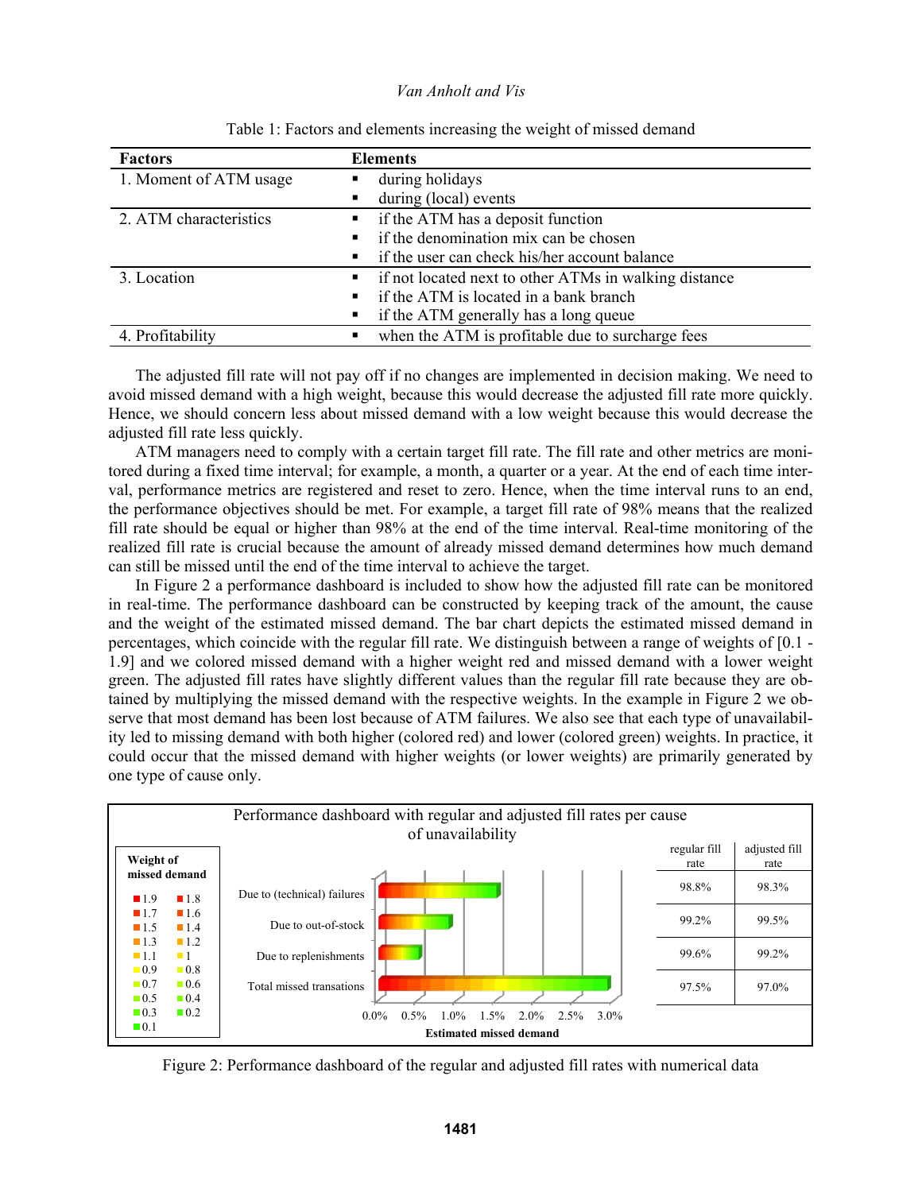Table 1: Factors and elements increasing the weight of missed demand

| Factors | Elements |
|---|---|
| 1. Moment of ATM usage | ▪ during holidays<br>▪ during (local) events |
| 2. ATM characteristics | ▪ if the ATM has a deposit function<br>▪ if the denomination mix can be chosen<br>▪ if the user can check his/her account balance |
| 3. Location | ▪ if not located next to other ATMs in walking distance<br>▪ if the ATM is located in a bank branch<br>▪ if the ATM generally has a long queue |
| 4. Profitability | ▪ when the ATM is profitable due to surcharge fees |

The adjusted fill rate will not pay off if no changes are implemented in decision making. We need to avoid missed demand with a high weight, because this would decrease the adjusted fill rate more quickly. Hence, we should concern less about missed demand with a low weight because this would decrease the adjusted fill rate less quickly.

ATM managers need to comply with a certain target fill rate. The fill rate and other metrics are monitored during a fixed time interval; for example, a month, a quarter or a year. At the end of each time interval, performance metrics are registered and reset to zero. Hence, when the time interval runs to an end, the performance objectives should be met. For example, a target fill rate of 98% means that the realized fill rate should be equal or higher than 98% at the end of the time interval. Real-time monitoring of the realized fill rate is crucial because the amount of already missed demand determines how much demand can still be missed until the end of the time interval to achieve the target.

In Figure 2 a performance dashboard is included to show how the adjusted fill rate can be monitored in real-time. The performance dashboard can be constructed by keeping track of the amount, the cause and the weight of the estimated missed demand. The bar chart depicts the estimated missed demand in percentages, which coincide with the regular fill rate. We distinguish between a range of weights of [0.1 - 1.9] and we colored missed demand with a higher weight red and missed demand with a lower weight green. The adjusted fill rates have slightly different values than the regular fill rate because they are obtained by multiplying the missed demand with the respective weights. In the example in Figure 2 we observe that most demand has been lost because of ATM failures. We also see that each type of unavailability led to missing demand with both higher (colored red) and lower (colored green) weights. In practice, it could occur that the missed demand with higher weights (or lower weights) are primarily generated by one type of cause only.

Performance dashboard with regular and adjusted fill rates per cause of unavailability

| | regular fill rate | adjusted fill rate |
|---|---|---|
| Due to (technical) failures | 98.8% | 98.3% |
| Due to out-of-stock | 99.2% | 99.5% |
| Due to replenishments | 99.6% | 99.2% |
| Total missed transations | 97.5% | 97.0% |

Weight of missed demand: 1.9, 1.8, 1.7, 1.6, 1.5, 1.4, 1.3, 1.2, 1.1, 1, 0.9, 0.8, 0.7, 0.6, 0.5, 0.4, 0.3, 0.2, 0.1

Estimated missed demand: 0.0%, 0.5%, 1.0%, 1.5%, 2.0%, 2.5%, 3.0%

Figure 2: Performance dashboard of the regular and adjusted fill rates with numerical data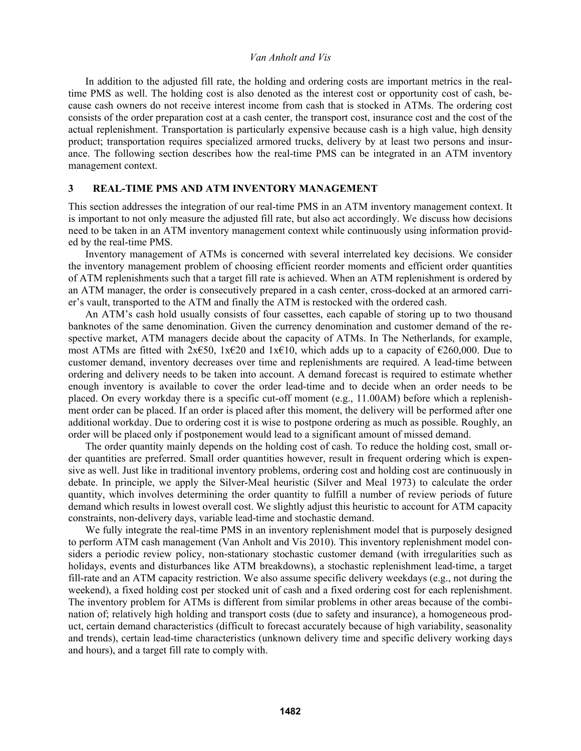In addition to the adjusted fill rate, the holding and ordering costs are important metrics in the real-time PMS as well. The holding cost is also denoted as the interest cost or opportunity cost of cash, because cash owners do not receive interest income from cash that is stocked in ATMs. The ordering cost consists of the order preparation cost at a cash center, the transport cost, insurance cost and the cost of the actual replenishment. Transportation is particularly expensive because cash is a high value, high density product; transportation requires specialized armored trucks, delivery by at least two persons and insurance. The following section describes how the real-time PMS can be integrated in an ATM inventory management context.

## 3 REAL-TIME PMS AND ATM INVENTORY MANAGEMENT

This section addresses the integration of our real-time PMS in an ATM inventory management context. It is important to not only measure the adjusted fill rate, but also act accordingly. We discuss how decisions need to be taken in an ATM inventory management context while continuously using information provided by the real-time PMS.

Inventory management of ATMs is concerned with several interrelated key decisions. We consider the inventory management problem of choosing efficient reorder moments and efficient order quantities of ATM replenishments such that a target fill rate is achieved. When an ATM replenishment is ordered by an ATM manager, the order is consecutively prepared in a cash center, cross-docked at an armored carrier's vault, transported to the ATM and finally the ATM is restocked with the ordered cash.

An ATM's cash hold usually consists of four cassettes, each capable of storing up to two thousand banknotes of the same denomination. Given the currency denomination and customer demand of the respective market, ATM managers decide about the capacity of ATMs. In The Netherlands, for example, most ATMs are fitted with 2x€50, 1x€20 and 1x€10, which adds up to a capacity of €260,000. Due to customer demand, inventory decreases over time and replenishments are required. A lead-time between ordering and delivery needs to be taken into account. A demand forecast is required to estimate whether enough inventory is available to cover the order lead-time and to decide when an order needs to be placed. On every workday there is a specific cut-off moment (e.g., 11.00AM) before which a replenishment order can be placed. If an order is placed after this moment, the delivery will be performed after one additional workday. Due to ordering cost it is wise to postpone ordering as much as possible. Roughly, an order will be placed only if postponement would lead to a significant amount of missed demand.

The order quantity mainly depends on the holding cost of cash. To reduce the holding cost, small order quantities are preferred. Small order quantities however, result in frequent ordering which is expensive as well. Just like in traditional inventory problems, ordering cost and holding cost are continuously in debate. In principle, we apply the Silver-Meal heuristic (Silver and Meal 1973) to calculate the order quantity, which involves determining the order quantity to fulfill a number of review periods of future demand which results in lowest overall cost. We slightly adjust this heuristic to account for ATM capacity constraints, non-delivery days, variable lead-time and stochastic demand.

We fully integrate the real-time PMS in an inventory replenishment model that is purposely designed to perform ATM cash management (Van Anholt and Vis 2010). This inventory replenishment model considers a periodic review policy, non-stationary stochastic customer demand (with irregularities such as holidays, events and disturbances like ATM breakdowns), a stochastic replenishment lead-time, a target fill-rate and an ATM capacity restriction. We also assume specific delivery weekdays (e.g., not during the weekend), a fixed holding cost per stocked unit of cash and a fixed ordering cost for each replenishment. The inventory problem for ATMs is different from similar problems in other areas because of the combination of; relatively high holding and transport costs (due to safety and insurance), a homogeneous product, certain demand characteristics (difficult to forecast accurately because of high variability, seasonality and trends), certain lead-time characteristics (unknown delivery time and specific delivery working days and hours), and a target fill rate to comply with.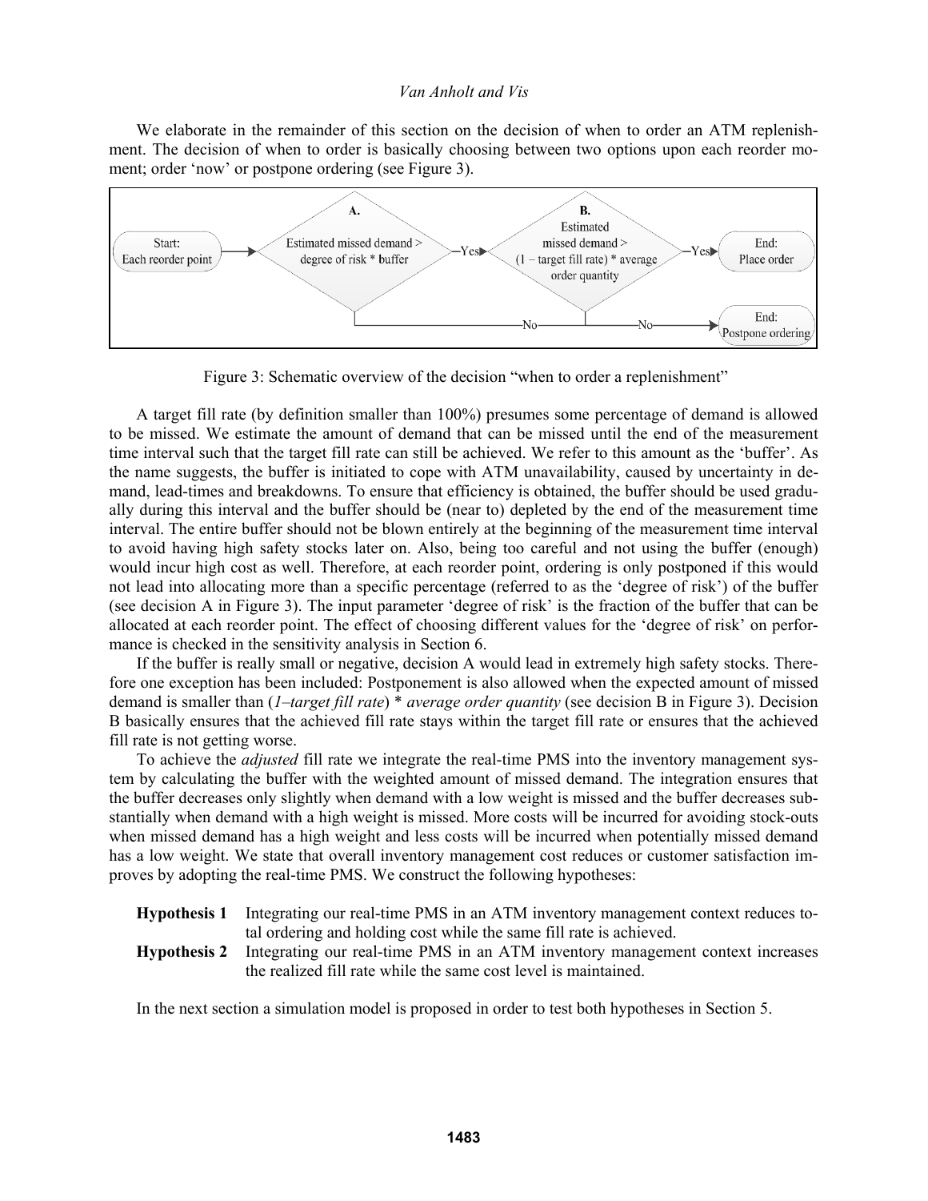We elaborate in the remainder of this section on the decision of when to order an ATM replenishment. The decision of when to order is basically choosing between two options upon each reorder moment; order 'now' or postpone ordering (see Figure 3).

Figure 3: Schematic overview of the decision "when to order a replenishment"

A target fill rate (by definition smaller than 100%) presumes some percentage of demand is allowed to be missed. We estimate the amount of demand that can be missed until the end of the measurement time interval such that the target fill rate can still be achieved. We refer to this amount as the 'buffer'. As the name suggests, the buffer is initiated to cope with ATM unavailability, caused by uncertainty in demand, lead-times and breakdowns. To ensure that efficiency is obtained, the buffer should be used gradually during this interval and the buffer should be (near to) depleted by the end of the measurement time interval. The entire buffer should not be blown entirely at the beginning of the measurement time interval to avoid having high safety stocks later on. Also, being too careful and not using the buffer (enough) would incur high cost as well. Therefore, at each reorder point, ordering is only postponed if this would not lead into allocating more than a specific percentage (referred to as the 'degree of risk') of the buffer (see decision A in Figure 3). The input parameter 'degree of risk' is the fraction of the buffer that can be allocated at each reorder point. The effect of choosing different values for the 'degree of risk' on performance is checked in the sensitivity analysis in Section 6.

If the buffer is really small or negative, decision A would lead in extremely high safety stocks. Therefore one exception has been included: Postponement is also allowed when the expected amount of missed demand is smaller than (*1–target fill rate*) * *average order quantity* (see decision B in Figure 3). Decision B basically ensures that the achieved fill rate stays within the target fill rate or ensures that the achieved fill rate is not getting worse.

To achieve the *adjusted* fill rate we integrate the real-time PMS into the inventory management system by calculating the buffer with the weighted amount of missed demand. The integration ensures that the buffer decreases only slightly when demand with a low weight is missed and the buffer decreases substantially when demand with a high weight is missed. More costs will be incurred for avoiding stock-outs when missed demand has a high weight and less costs will be incurred when potentially missed demand has a low weight. We state that overall inventory management cost reduces or customer satisfaction improves by adopting the real-time PMS. We construct the following hypotheses:

**Hypothesis 1** Integrating our real-time PMS in an ATM inventory management context reduces total ordering and holding cost while the same fill rate is achieved.

**Hypothesis 2** Integrating our real-time PMS in an ATM inventory management context increases the realized fill rate while the same cost level is maintained.

In the next section a simulation model is proposed in order to test both hypotheses in Section 5.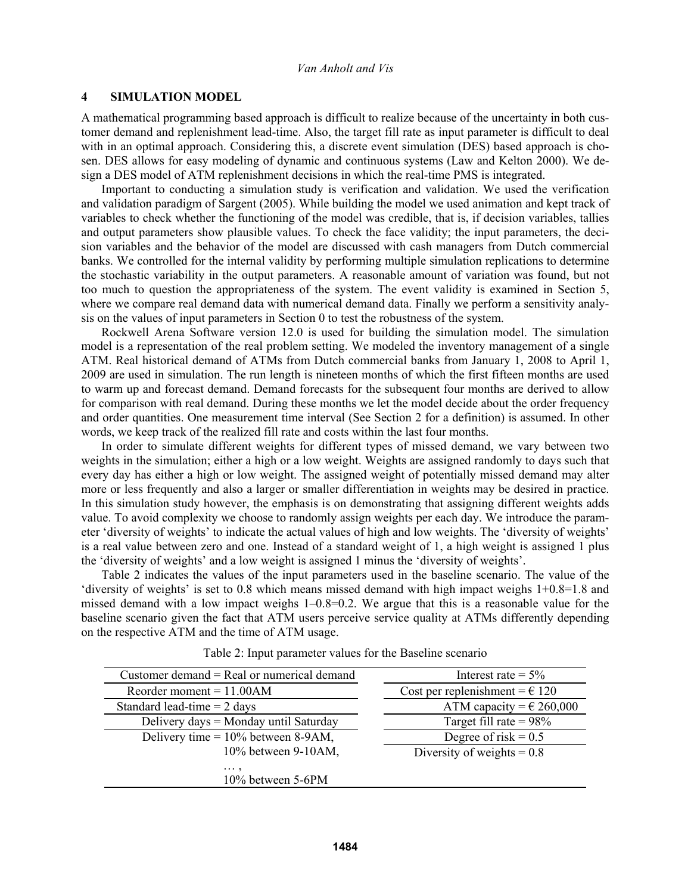## 4 SIMULATION MODEL

A mathematical programming based approach is difficult to realize because of the uncertainty in both customer demand and replenishment lead-time. Also, the target fill rate as input parameter is difficult to deal with in an optimal approach. Considering this, a discrete event simulation (DES) based approach is chosen. DES allows for easy modeling of dynamic and continuous systems (Law and Kelton 2000). We design a DES model of ATM replenishment decisions in which the real-time PMS is integrated.

Important to conducting a simulation study is verification and validation. We used the verification and validation paradigm of Sargent (2005). While building the model we used animation and kept track of variables to check whether the functioning of the model was credible, that is, if decision variables, tallies and output parameters show plausible values. To check the face validity; the input parameters, the decision variables and the behavior of the model are discussed with cash managers from Dutch commercial banks. We controlled for the internal validity by performing multiple simulation replications to determine the stochastic variability in the output parameters. A reasonable amount of variation was found, but not too much to question the appropriateness of the system. The event validity is examined in Section 5, where we compare real demand data with numerical demand data. Finally we perform a sensitivity analysis on the values of input parameters in Section 0 to test the robustness of the system.

Rockwell Arena Software version 12.0 is used for building the simulation model. The simulation model is a representation of the real problem setting. We modeled the inventory management of a single ATM. Real historical demand of ATMs from Dutch commercial banks from January 1, 2008 to April 1, 2009 are used in simulation. The run length is nineteen months of which the first fifteen months are used to warm up and forecast demand. Demand forecasts for the subsequent four months are derived to allow for comparison with real demand. During these months we let the model decide about the order frequency and order quantities. One measurement time interval (See Section 2 for a definition) is assumed. In other words, we keep track of the realized fill rate and costs within the last four months.

In order to simulate different weights for different types of missed demand, we vary between two weights in the simulation; either a high or a low weight. Weights are assigned randomly to days such that every day has either a high or low weight. The assigned weight of potentially missed demand may alter more or less frequently and also a larger or smaller differentiation in weights may be desired in practice. In this simulation study however, the emphasis is on demonstrating that assigning different weights adds value. To avoid complexity we choose to randomly assign weights per each day. We introduce the parameter 'diversity of weights' to indicate the actual values of high and low weights. The 'diversity of weights' is a real value between zero and one. Instead of a standard weight of 1, a high weight is assigned 1 plus the 'diversity of weights' and a low weight is assigned 1 minus the 'diversity of weights'.

Table 2 indicates the values of the input parameters used in the baseline scenario. The value of the 'diversity of weights' is set to 0.8 which means missed demand with high impact weighs 1+0.8=1.8 and missed demand with a low impact weighs 1–0.8=0.2. We argue that this is a reasonable value for the baseline scenario given the fact that ATM users perceive service quality at ATMs differently depending on the respective ATM and the time of ATM usage.

Table 2: Input parameter values for the Baseline scenario

| | |
|---|---|
| Customer demand = Real or numerical demand | Interest rate = 5% |
| Reorder moment = 11.00AM | Cost per replenishment = € 120 |
| Standard lead-time = 2 days | ATM capacity = € 260,000 |
| Delivery days = Monday until Saturday | Target fill rate = 98% |
| Delivery time = 10% between 8-9AM, 10% between 9-10AM, …, 10% between 5-6PM | Degree of risk = 0.5 |
| | Diversity of weights = 0.8 |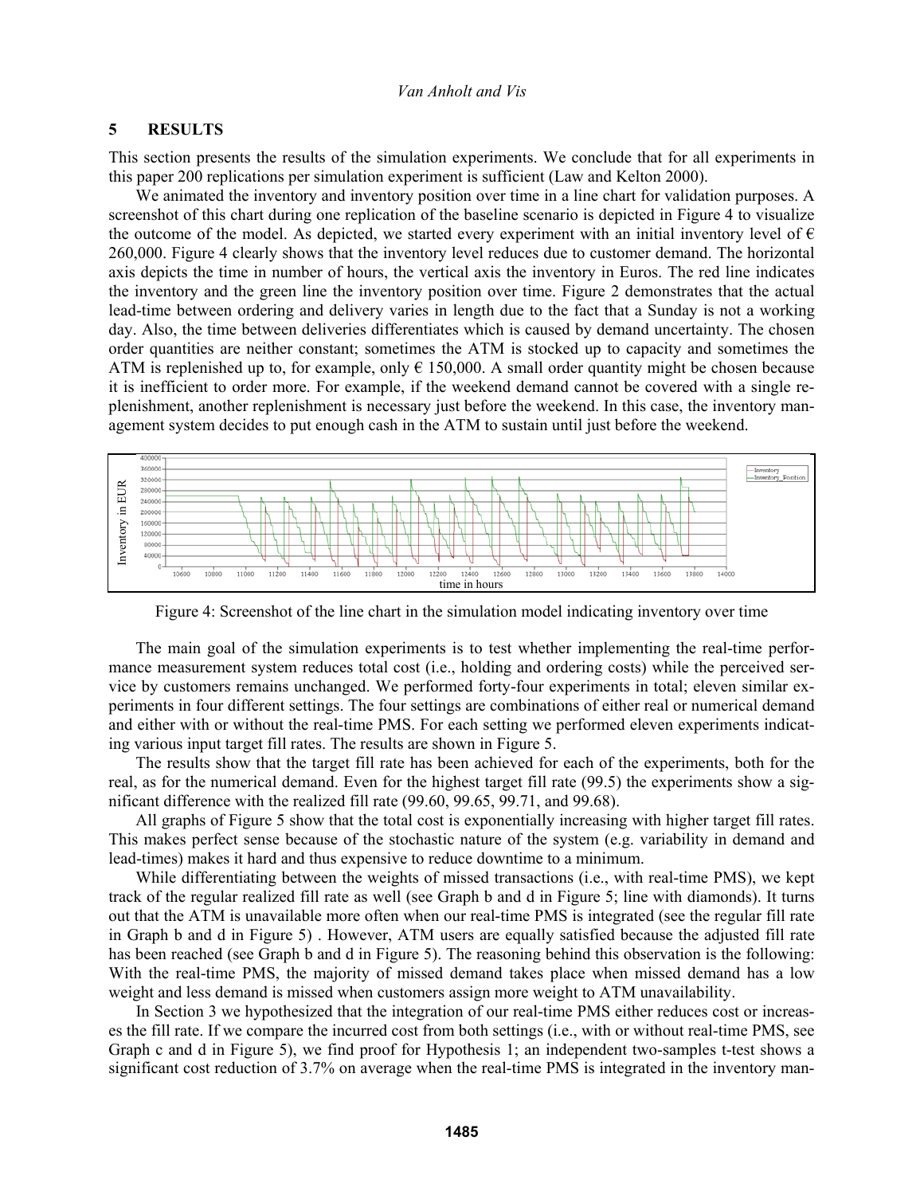## 5 RESULTS

This section presents the results of the simulation experiments. We conclude that for all experiments in this paper 200 replications per simulation experiment is sufficient (Law and Kelton 2000).

We animated the inventory and inventory position over time in a line chart for validation purposes. A screenshot of this chart during one replication of the baseline scenario is depicted in Figure 4 to visualize the outcome of the model. As depicted, we started every experiment with an initial inventory level of € 260,000. Figure 4 clearly shows that the inventory level reduces due to customer demand. The horizontal axis depicts the time in number of hours, the vertical axis the inventory in Euros. The red line indicates the inventory and the green line the inventory position over time. Figure 2 demonstrates that the actual lead-time between ordering and delivery varies in length due to the fact that a Sunday is not a working day. Also, the time between deliveries differentiates which is caused by demand uncertainty. The chosen order quantities are neither constant; sometimes the ATM is stocked up to capacity and sometimes the ATM is replenished up to, for example, only € 150,000. A small order quantity might be chosen because it is inefficient to order more. For example, if the weekend demand cannot be covered with a single replenishment, another replenishment is necessary just before the weekend. In this case, the inventory management system decides to put enough cash in the ATM to sustain until just before the weekend.

Figure 4: Screenshot of the line chart in the simulation model indicating inventory over time

The main goal of the simulation experiments is to test whether implementing the real-time performance measurement system reduces total cost (i.e., holding and ordering costs) while the perceived service by customers remains unchanged. We performed forty-four experiments in total; eleven similar experiments in four different settings. The four settings are combinations of either real or numerical demand and either with or without the real-time PMS. For each setting we performed eleven experiments indicating various input target fill rates. The results are shown in Figure 5.

The results show that the target fill rate has been achieved for each of the experiments, both for the real, as for the numerical demand. Even for the highest target fill rate (99.5) the experiments show a significant difference with the realized fill rate (99.60, 99.65, 99.71, and 99.68).

All graphs of Figure 5 show that the total cost is exponentially increasing with higher target fill rates. This makes perfect sense because of the stochastic nature of the system (e.g. variability in demand and lead-times) makes it hard and thus expensive to reduce downtime to a minimum.

While differentiating between the weights of missed transactions (i.e., with real-time PMS), we kept track of the regular realized fill rate as well (see Graph b and d in Figure 5; line with diamonds). It turns out that the ATM is unavailable more often when our real-time PMS is integrated (see the regular fill rate in Graph b and d in Figure 5) . However, ATM users are equally satisfied because the adjusted fill rate has been reached (see Graph b and d in Figure 5). The reasoning behind this observation is the following: With the real-time PMS, the majority of missed demand takes place when missed demand has a low weight and less demand is missed when customers assign more weight to ATM unavailability.

In Section 3 we hypothesized that the integration of our real-time PMS either reduces cost or increases the fill rate. If we compare the incurred cost from both settings (i.e., with or without real-time PMS, see Graph c and d in Figure 5), we find proof for Hypothesis 1; an independent two-samples t-test shows a significant cost reduction of 3.7% on average when the real-time PMS is integrated in the inventory man-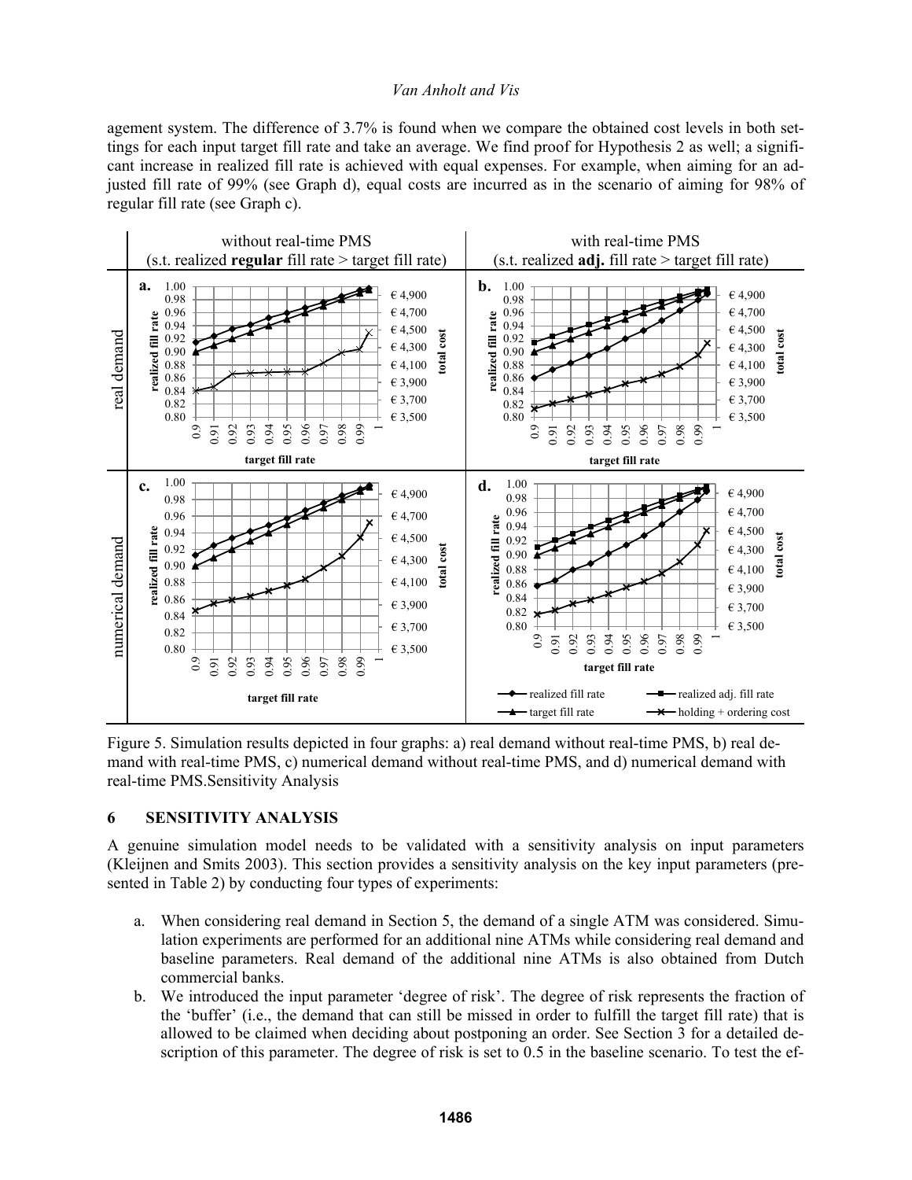agement system. The difference of 3.7% is found when we compare the obtained cost levels in both settings for each input target fill rate and take an average. We find proof for Hypothesis 2 as well; a significant increase in realized fill rate is achieved with equal expenses. For example, when aiming for an adjusted fill rate of 99% (see Graph d), equal costs are incurred as in the scenario of aiming for 98% of regular fill rate (see Graph c).

Figure 5. Simulation results depicted in four graphs: a) real demand without real-time PMS, b) real demand with real-time PMS, c) numerical demand without real-time PMS, and d) numerical demand with real-time PMS.Sensitivity Analysis

## 6 SENSITIVITY ANALYSIS

A genuine simulation model needs to be validated with a sensitivity analysis on input parameters (Kleijnen and Smits 2003). This section provides a sensitivity analysis on the key input parameters (presented in Table 2) by conducting four types of experiments:

a. When considering real demand in Section 5, the demand of a single ATM was considered. Simulation experiments are performed for an additional nine ATMs while considering real demand and baseline parameters. Real demand of the additional nine ATMs is also obtained from Dutch commercial banks.

b. We introduced the input parameter 'degree of risk'. The degree of risk represents the fraction of the 'buffer' (i.e., the demand that can still be missed in order to fulfill the target fill rate) that is allowed to be claimed when deciding about postponing an order. See Section 3 for a detailed description of this parameter. The degree of risk is set to 0.5 in the baseline scenario. To test the ef-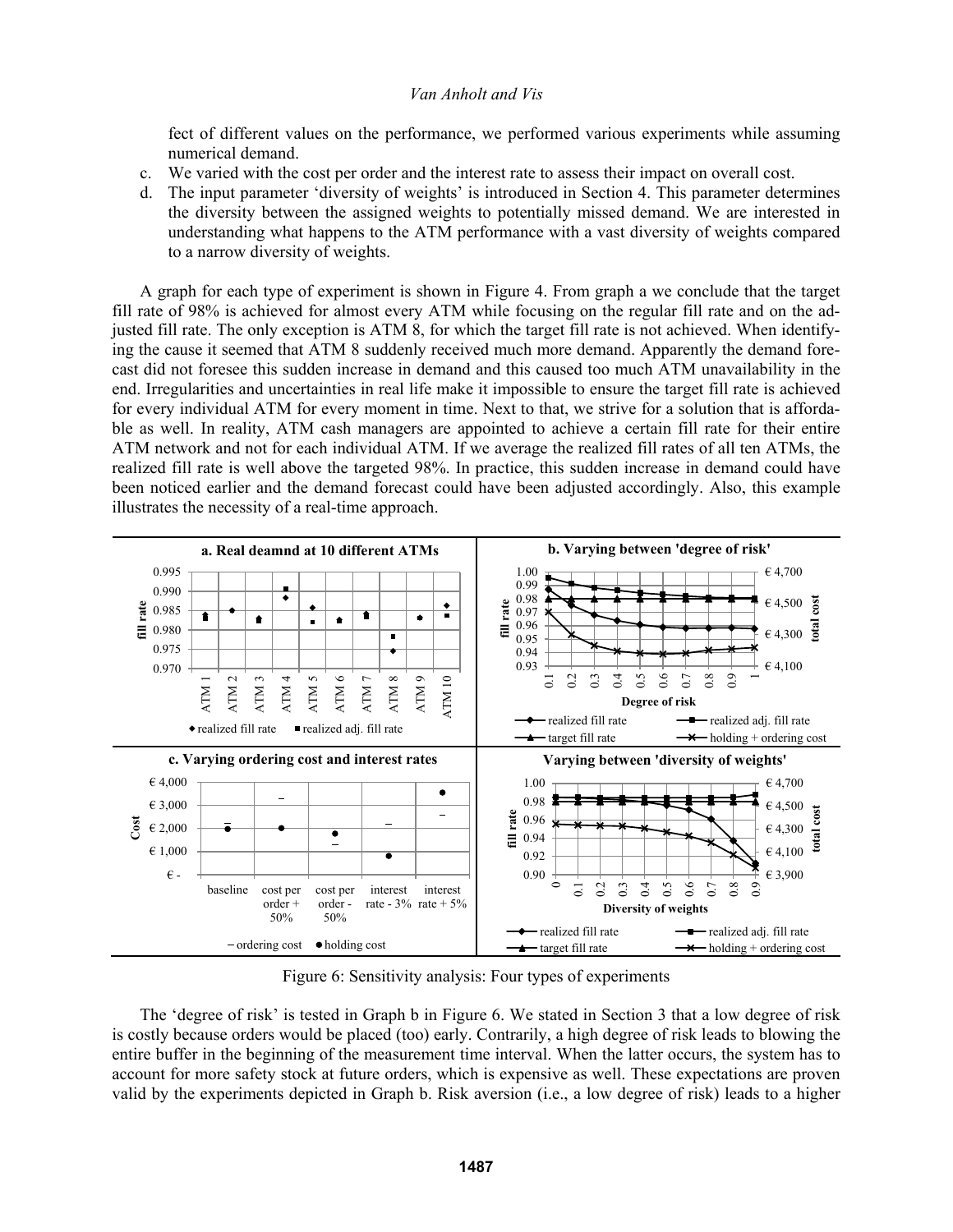fect of different values on the performance, we performed various experiments while assuming numerical demand.

c. We varied with the cost per order and the interest rate to assess their impact on overall cost.
d. The input parameter 'diversity of weights' is introduced in Section 4. This parameter determines the diversity between the assigned weights to potentially missed demand. We are interested in understanding what happens to the ATM performance with a vast diversity of weights compared to a narrow diversity of weights.

A graph for each type of experiment is shown in Figure 4. From graph a we conclude that the target fill rate of 98% is achieved for almost every ATM while focusing on the regular fill rate and on the adjusted fill rate. The only exception is ATM 8, for which the target fill rate is not achieved. When identifying the cause it seemed that ATM 8 suddenly received much more demand. Apparently the demand forecast did not foresee this sudden increase in demand and this caused too much ATM unavailability in the end. Irregularities and uncertainties in real life make it impossible to ensure the target fill rate is achieved for every individual ATM for every moment in time. Next to that, we strive for a solution that is affordable as well. In reality, ATM cash managers are appointed to achieve a certain fill rate for their entire ATM network and not for each individual ATM. If we average the realized fill rates of all ten ATMs, the realized fill rate is well above the targeted 98%. In practice, this sudden increase in demand could have been noticed earlier and the demand forecast could have been adjusted accordingly. Also, this example illustrates the necessity of a real-time approach.

Figure 6: Sensitivity analysis: Four types of experiments

The 'degree of risk' is tested in Graph b in Figure 6. We stated in Section 3 that a low degree of risk is costly because orders would be placed (too) early. Contrarily, a high degree of risk leads to blowing the entire buffer in the beginning of the measurement time interval. When the latter occurs, the system has to account for more safety stock at future orders, which is expensive as well. These expectations are proven valid by the experiments depicted in Graph b. Risk aversion (i.e., a low degree of risk) leads to a higher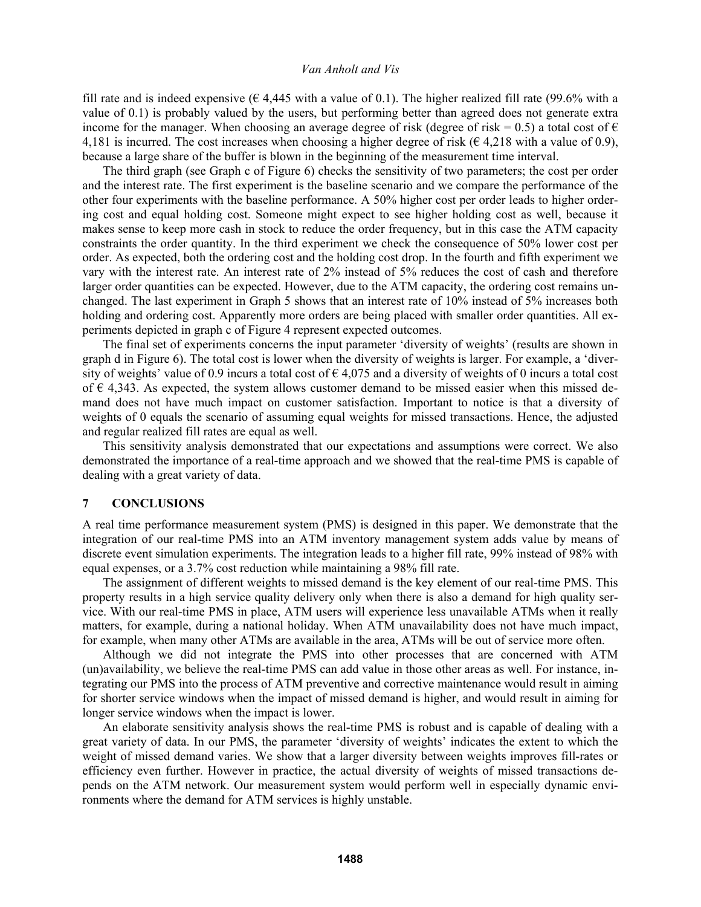fill rate and is indeed expensive (€ 4,445 with a value of 0.1). The higher realized fill rate (99.6% with a value of 0.1) is probably valued by the users, but performing better than agreed does not generate extra income for the manager. When choosing an average degree of risk (degree of risk = 0.5) a total cost of € 4,181 is incurred. The cost increases when choosing a higher degree of risk (€ 4,218 with a value of 0.9), because a large share of the buffer is blown in the beginning of the measurement time interval.

The third graph (see Graph c of Figure 6) checks the sensitivity of two parameters; the cost per order and the interest rate. The first experiment is the baseline scenario and we compare the performance of the other four experiments with the baseline performance. A 50% higher cost per order leads to higher ordering cost and equal holding cost. Someone might expect to see higher holding cost as well, because it makes sense to keep more cash in stock to reduce the order frequency, but in this case the ATM capacity constraints the order quantity. In the third experiment we check the consequence of 50% lower cost per order. As expected, both the ordering cost and the holding cost drop. In the fourth and fifth experiment we vary with the interest rate. An interest rate of 2% instead of 5% reduces the cost of cash and therefore larger order quantities can be expected. However, due to the ATM capacity, the ordering cost remains unchanged. The last experiment in Graph 5 shows that an interest rate of 10% instead of 5% increases both holding and ordering cost. Apparently more orders are being placed with smaller order quantities. All experiments depicted in graph c of Figure 4 represent expected outcomes.

The final set of experiments concerns the input parameter 'diversity of weights' (results are shown in graph d in Figure 6). The total cost is lower when the diversity of weights is larger. For example, a 'diversity of weights' value of 0.9 incurs a total cost of € 4,075 and a diversity of weights of 0 incurs a total cost of € 4,343. As expected, the system allows customer demand to be missed easier when this missed demand does not have much impact on customer satisfaction. Important to notice is that a diversity of weights of 0 equals the scenario of assuming equal weights for missed transactions. Hence, the adjusted and regular realized fill rates are equal as well.

This sensitivity analysis demonstrated that our expectations and assumptions were correct. We also demonstrated the importance of a real-time approach and we showed that the real-time PMS is capable of dealing with a great variety of data.

## 7 CONCLUSIONS

A real time performance measurement system (PMS) is designed in this paper. We demonstrate that the integration of our real-time PMS into an ATM inventory management system adds value by means of discrete event simulation experiments. The integration leads to a higher fill rate, 99% instead of 98% with equal expenses, or a 3.7% cost reduction while maintaining a 98% fill rate.

The assignment of different weights to missed demand is the key element of our real-time PMS. This property results in a high service quality delivery only when there is also a demand for high quality service. With our real-time PMS in place, ATM users will experience less unavailable ATMs when it really matters, for example, during a national holiday. When ATM unavailability does not have much impact, for example, when many other ATMs are available in the area, ATMs will be out of service more often.

Although we did not integrate the PMS into other processes that are concerned with ATM (un)availability, we believe the real-time PMS can add value in those other areas as well. For instance, integrating our PMS into the process of ATM preventive and corrective maintenance would result in aiming for shorter service windows when the impact of missed demand is higher, and would result in aiming for longer service windows when the impact is lower.

An elaborate sensitivity analysis shows the real-time PMS is robust and is capable of dealing with a great variety of data. In our PMS, the parameter 'diversity of weights' indicates the extent to which the weight of missed demand varies. We show that a larger diversity between weights improves fill-rates or efficiency even further. However in practice, the actual diversity of weights of missed transactions depends on the ATM network. Our measurement system would perform well in especially dynamic environments where the demand for ATM services is highly unstable.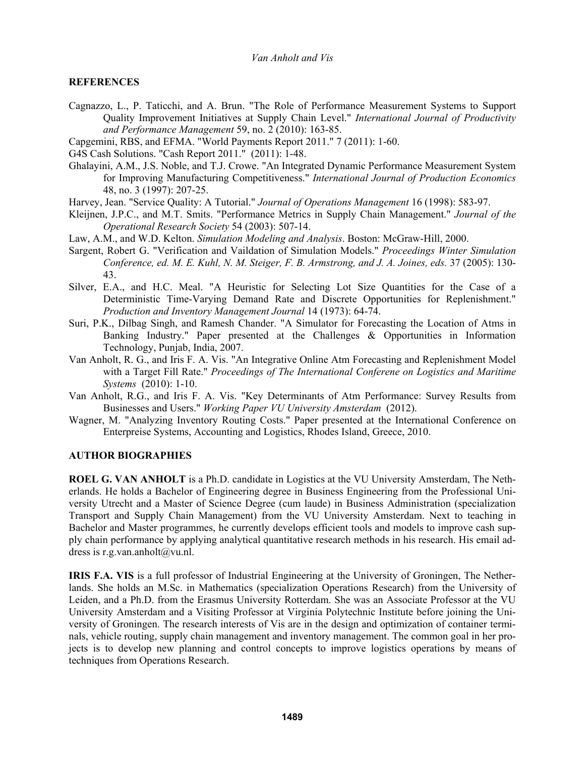## REFERENCES

Cagnazzo, L., P. Taticchi, and A. Brun. "The Role of Performance Measurement Systems to Support Quality Improvement Initiatives at Supply Chain Level." *International Journal of Productivity and Performance Management* 59, no. 2 (2010): 163-85.

Capgemini, RBS, and EFMA. "World Payments Report 2011." 7 (2011): 1-60.

G4S Cash Solutions. "Cash Report 2011." (2011): 1-48.

Ghalayini, A.M., J.S. Noble, and T.J. Crowe. "An Integrated Dynamic Performance Measurement System for Improving Manufacturing Competitiveness." *International Journal of Production Economics* 48, no. 3 (1997): 207-25.

Harvey, Jean. "Service Quality: A Tutorial." *Journal of Operations Management* 16 (1998): 583-97.

Kleijnen, J.P.C., and M.T. Smits. "Performance Metrics in Supply Chain Management." *Journal of the Operational Research Society* 54 (2003): 507-14.

Law, A.M., and W.D. Kelton. *Simulation Modeling and Analysis*. Boston: McGraw-Hill, 2000.

Sargent, Robert G. "Verification and Vaildation of Simulation Models." *Proceedings Winter Simulation Conference, ed. M. E. Kuhl, N. M. Steiger, F. B. Armstrong, and J. A. Joines, eds.* 37 (2005): 130-43.

Silver, E.A., and H.C. Meal. "A Heuristic for Selecting Lot Size Quantities for the Case of a Deterministic Time-Varying Demand Rate and Discrete Opportunities for Replenishment." *Production and Inventory Management Journal* 14 (1973): 64-74.

Suri, P.K., Dilbag Singh, and Ramesh Chander. "A Simulator for Forecasting the Location of Atms in Banking Industry." Paper presented at the Challenges & Opportunities in Information Technology, Punjab, India, 2007.

Van Anholt, R. G., and Iris F. A. Vis. "An Integrative Online Atm Forecasting and Replenishment Model with a Target Fill Rate." *Proceedings of The International Conferene on Logistics and Maritime Systems* (2010): 1-10.

Van Anholt, R.G., and Iris F. A. Vis. "Key Determinants of Atm Performance: Survey Results from Businesses and Users." *Working Paper VU University Amsterdam* (2012).

Wagner, M. "Analyzing Inventory Routing Costs." Paper presented at the International Conference on Enterpreise Systems, Accounting and Logistics, Rhodes Island, Greece, 2010.

## AUTHOR BIOGRAPHIES

**ROEL G. VAN ANHOLT** is a Ph.D. candidate in Logistics at the VU University Amsterdam, The Netherlands. He holds a Bachelor of Engineering degree in Business Engineering from the Professional University Utrecht and a Master of Science Degree (cum laude) in Business Administration (specialization Transport and Supply Chain Management) from the VU University Amsterdam. Next to teaching in Bachelor and Master programmes, he currently develops efficient tools and models to improve cash supply chain performance by applying analytical quantitative research methods in his research. His email address is r.g.van.anholt@vu.nl.

**IRIS F.A. VIS** is a full professor of Industrial Engineering at the University of Groningen, The Netherlands. She holds an M.Sc. in Mathematics (specialization Operations Research) from the University of Leiden, and a Ph.D. from the Erasmus University Rotterdam. She was an Associate Professor at the VU University Amsterdam and a Visiting Professor at Virginia Polytechnic Institute before joining the University of Groningen. The research interests of Vis are in the design and optimization of container terminals, vehicle routing, supply chain management and inventory management. The common goal in her projects is to develop new planning and control concepts to improve logistics operations by means of techniques from Operations Research.